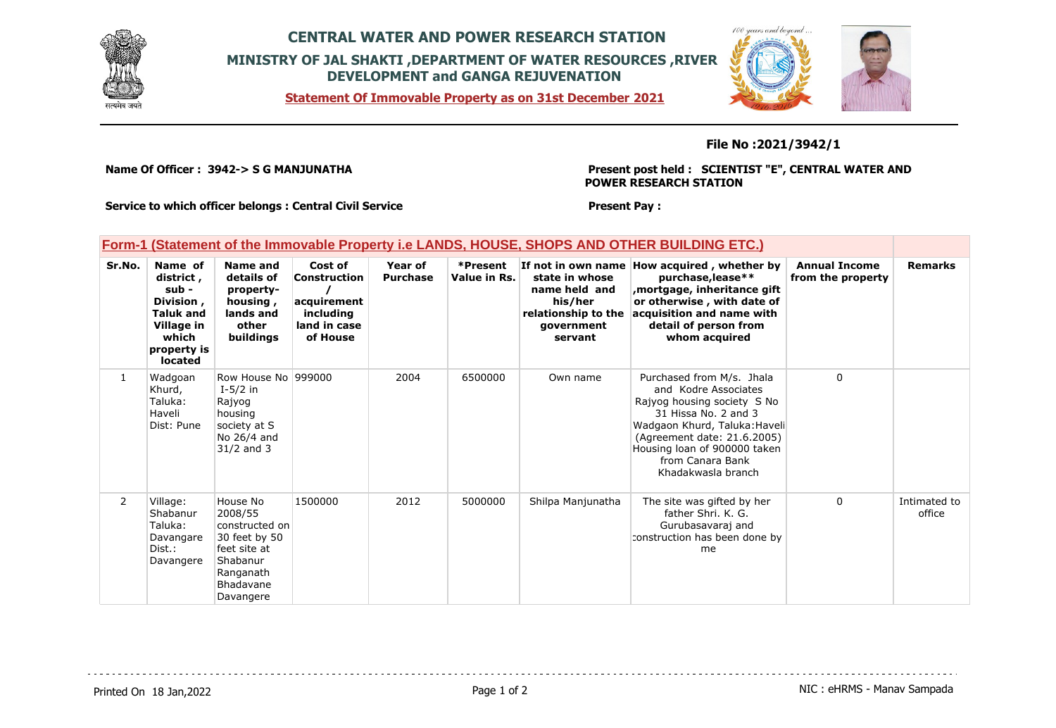# CENTRAL WATER AND POWER RESEARCH STATION

## MINISTRY OF JAL SHAKTI ,DEPARTMENT OF WATER RESOURCES ,RIVER DEVELOPMENT and GANGA REJUVENATION

**Statement Of Immovable Property as on 31st December 2021**

**File No :2021/3942/1**

**Name Of Officer : 3942-> S G MANJUNATHA**

**Present post held : SCIENTIST "E", CENTRAL WATER AND POWER RESEARCH STATION**

**Service to which officer belongs : Central Civil Service**

**Present Pay :**

### Form-1 (Statement of the Immovable Property i.e LANDS, HOUSE, SHOPS AND OTHER BUILDING ETC.)

| Sr.No. | Name of district , sub - Division , Taluk and Village in which property is located | Name and details of property- housing , lands and other buildings | Cost of Construction / acquirement including land in case of House | Year of Purchase | *Present Value in Rs. | If not in own name state in whose name held and his/her relationship to the government servant | How acquired , whether by purchase,lease** ,mortgage, inheritance gift or otherwise , with date of acquisition and name with detail of person from whom acquired | Annual Income from the property | Remarks |
|---|---|---|---|---|---|---|---|---|---|
| 1 | Wadgoan Khurd, Taluka: Haveli Dist: Pune | Row House No I-5/2 in Rajyog housing society at S No 26/4 and 31/2 and 3 | 999000 | 2004 | 6500000 | Own name | Purchased from M/s. Jhala and Kodre Associates Rajyog housing society S No 31 Hissa No. 2 and 3 Wadgaon Khurd, Taluka:Haveli (Agreement date: 21.6.2005) Housing loan of 900000 taken from Canara Bank Khadakwasla branch | 0 | |
| 2 | Village: Shabanur Taluka: Davangare Dist.: Davangere | House No 2008/55 constructed on 30 feet by 50 feet site at Shabanur Ranganath Bhadavane Davangere | 1500000 | 2012 | 5000000 | Shilpa Manjunatha | The site was gifted by her father Shri. K. G. Gurubasavaraj and construction has been done by me | 0 | Intimated to office |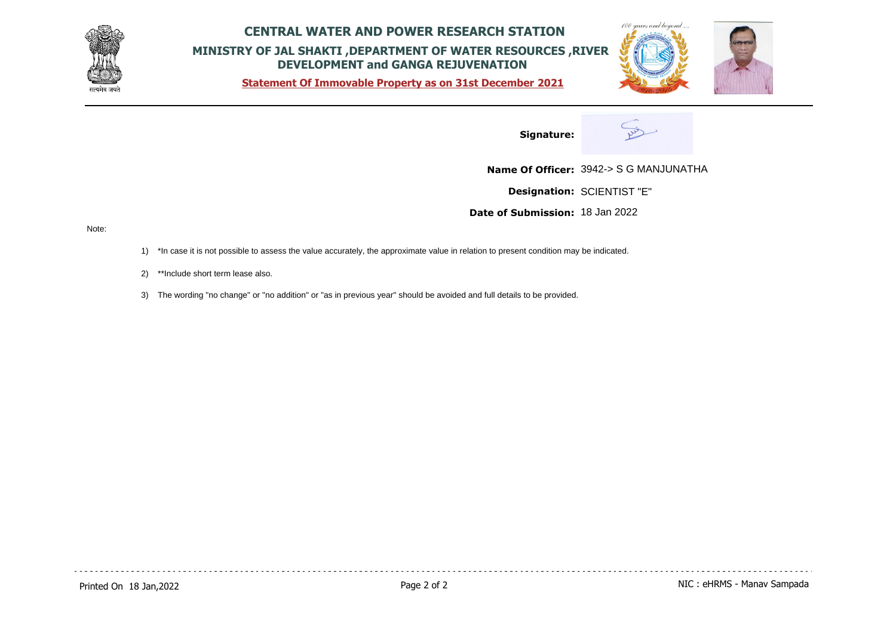# CENTRAL WATER AND POWER RESEARCH STATION

## MINISTRY OF JAL SHAKTI ,DEPARTMENT OF WATER RESOURCES ,RIVER DEVELOPMENT and GANGA REJUVENATION

**Statement Of Immovable Property as on 31st December 2021**

**Signature:**

**Name Of Officer:** 3942-> S G MANJUNATHA

**Designation:** SCIENTIST "E"

**Date of Submission:** 18 Jan 2022

Note:

1) *In case it is not possible to assess the value accurately, the approximate value in relation to present condition may be indicated.

2) **Include short term lease also.

3) The wording "no change" or "no addition" or "as in previous year" should be avoided and full details to be provided.

Printed On 18 Jan,2022

NIC : eHRMS - Manav Sampada